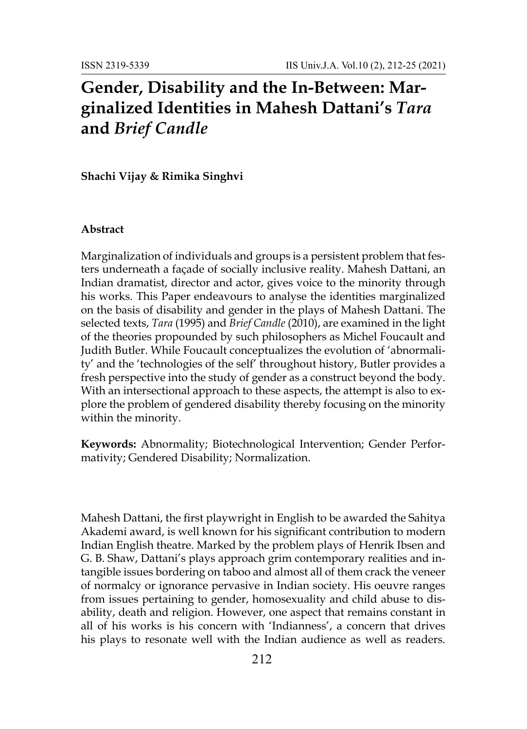# Gender, Disability and the In-Between: Marginalized Identities in Mahesh Dattani's *Tara* and *Brief Candle*

**Shachi Vijay & Rimika Singhvi**

#### Abstract

Marginalization of individuals and groups is a persistent problem that festers underneath a façade of socially inclusive reality. Mahesh Dattani, an Indian dramatist, director and actor, gives voice to the minority through his works. This Paper endeavours to analyse the identities marginalized on the basis of disability and gender in the plays of Mahesh Dattani. The selected texts, *Tara* (1995) and *Brief Candle* (2010), are examined in the light of the theories propounded by such philosophers as Michel Foucault and Judith Butler. While Foucault conceptualizes the evolution of 'abnormality' and the 'technologies of the self' throughout history, Butler provides a fresh perspective into the study of gender as a construct beyond the body. With an intersectional approach to these aspects, the attempt is also to explore the problem of gendered disability thereby focusing on the minority within the minority.

**Keywords:** Abnormality; Biotechnological Intervention; Gender Performativity; Gendered Disability; Normalization.

Mahesh Dattani, the first playwright in English to be awarded the Sahitya Akademi award, is well known for his significant contribution to modern Indian English theatre. Marked by the problem plays of Henrik Ibsen and G. B. Shaw, Dattani's plays approach grim contemporary realities and intangible issues bordering on taboo and almost all of them crack the veneer of normalcy or ignorance pervasive in Indian society. His oeuvre ranges from issues pertaining to gender, homosexuality and child abuse to disability, death and religion. However, one aspect that remains constant in all of his works is his concern with 'Indianness', a concern that drives his plays to resonate well with the Indian audience as well as readers.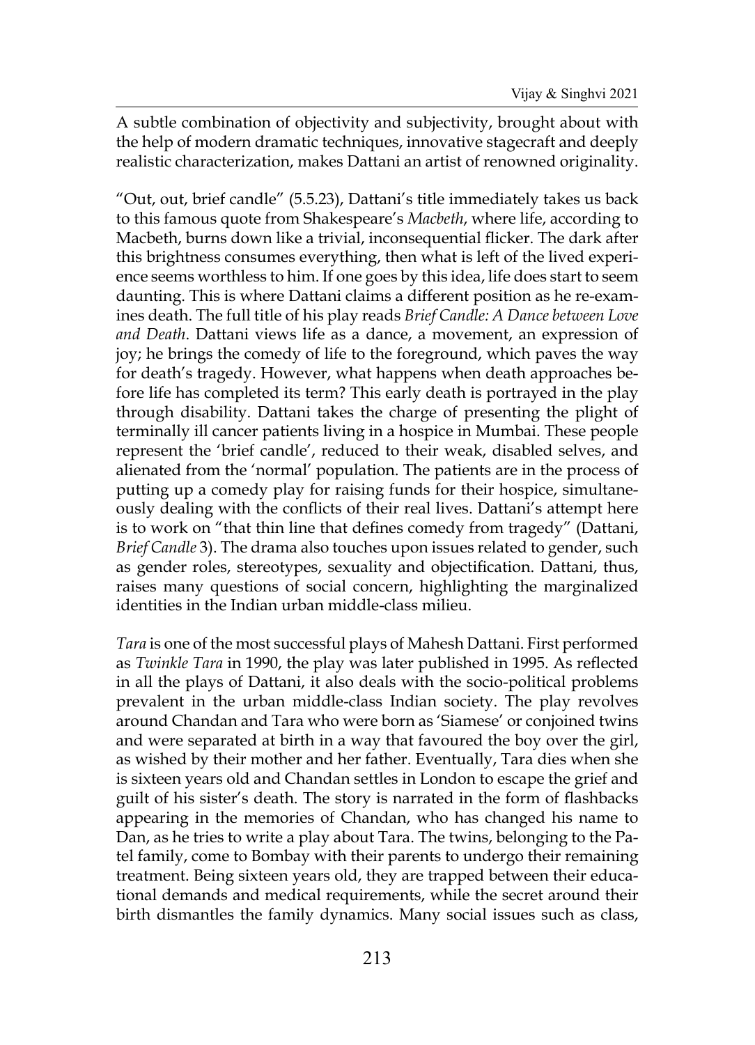A subtle combination of objectivity and subjectivity, brought about with the help of modern dramatic techniques, innovative stagecraft and deeply realistic characterization, makes Dattani an artist of renowned originality.

"Out, out, brief candle" (5.5.23), Dattani's title immediately takes us back to this famous quote from Shakespeare's *Macbeth*, where life, according to Macbeth, burns down like a trivial, inconsequential flicker. The dark after this brightness consumes everything, then what is left of the lived experience seems worthless to him. If one goes by this idea, life does start to seem daunting. This is where Dattani claims a different position as he re-examines death. The full title of his play reads *Brief Candle: A Dance between Love and Death*. Dattani views life as a dance, a movement, an expression of joy; he brings the comedy of life to the foreground, which paves the way for death's tragedy. However, what happens when death approaches before life has completed its term? This early death is portrayed in the play through disability. Dattani takes the charge of presenting the plight of terminally ill cancer patients living in a hospice in Mumbai. These people represent the 'brief candle', reduced to their weak, disabled selves, and alienated from the 'normal' population. The patients are in the process of putting up a comedy play for raising funds for their hospice, simultaneously dealing with the conflicts of their real lives. Dattani's attempt here is to work on "that thin line that defines comedy from tragedy" (Dattani, *Brief Candle* 3). The drama also touches upon issues related to gender, such as gender roles, stereotypes, sexuality and objectification. Dattani, thus, raises many questions of social concern, highlighting the marginalized identities in the Indian urban middle-class milieu.

*Tara* is one of the most successful plays of Mahesh Dattani. First performed as *Twinkle Tara* in 1990, the play was later published in 1995. As reflected in all the plays of Dattani, it also deals with the socio-political problems prevalent in the urban middle-class Indian society. The play revolves around Chandan and Tara who were born as 'Siamese' or conjoined twins and were separated at birth in a way that favoured the boy over the girl, as wished by their mother and her father. Eventually, Tara dies when she is sixteen years old and Chandan settles in London to escape the grief and guilt of his sister's death. The story is narrated in the form of flashbacks appearing in the memories of Chandan, who has changed his name to Dan, as he tries to write a play about Tara. The twins, belonging to the Patel family, come to Bombay with their parents to undergo their remaining treatment. Being sixteen years old, they are trapped between their educational demands and medical requirements, while the secret around their birth dismantles the family dynamics. Many social issues such as class,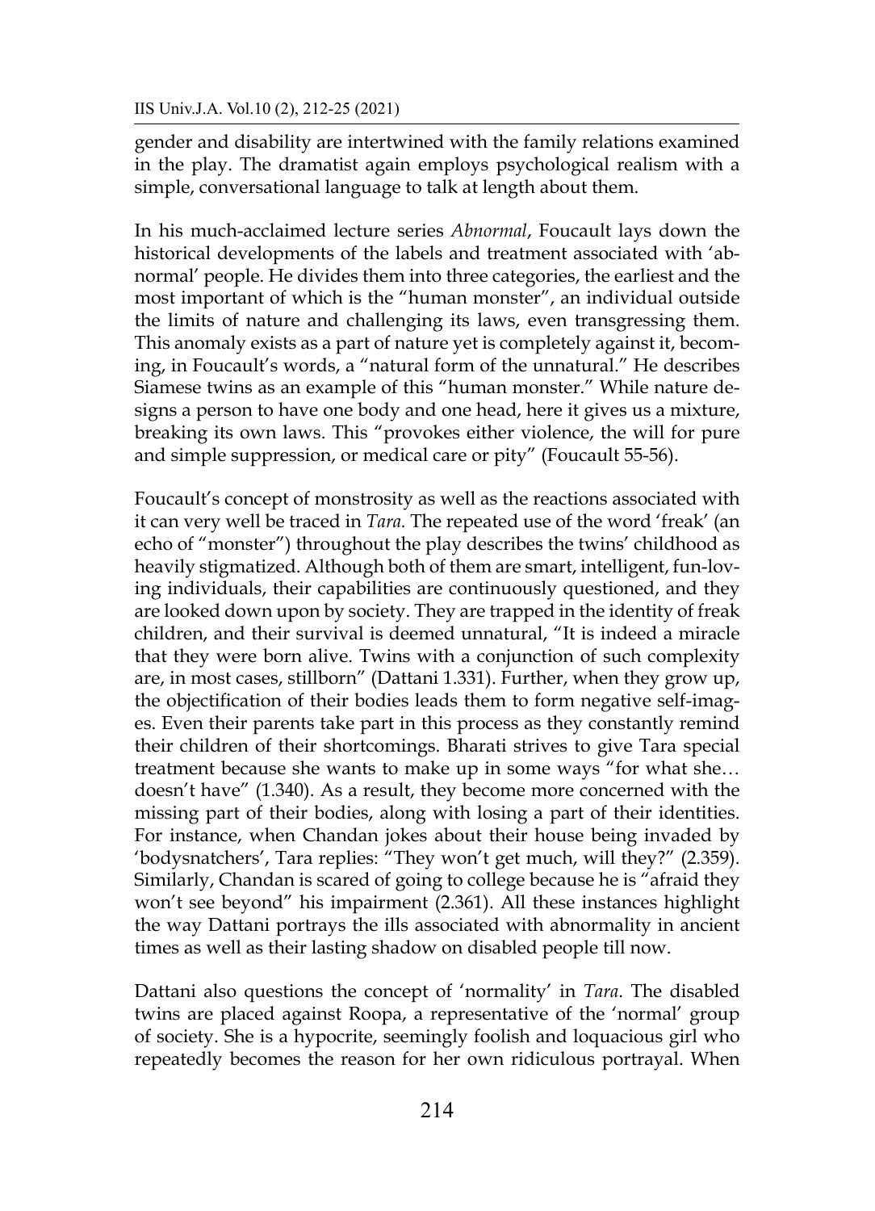gender and disability are intertwined with the family relations examined in the play. The dramatist again employs psychological realism with a simple, conversational language to talk at length about them.

In his much-acclaimed lecture series *Abnormal*, Foucault lays down the historical developments of the labels and treatment associated with 'abnormal' people. He divides them into three categories, the earliest and the most important of which is the "human monster", an individual outside the limits of nature and challenging its laws, even transgressing them. This anomaly exists as a part of nature yet is completely against it, becoming, in Foucault's words, a "natural form of the unnatural." He describes Siamese twins as an example of this "human monster." While nature designs a person to have one body and one head, here it gives us a mixture, breaking its own laws. This "provokes either violence, the will for pure and simple suppression, or medical care or pity" (Foucault 55-56).

Foucault's concept of monstrosity as well as the reactions associated with it can very well be traced in *Tara.* The repeated use of the word 'freak' (an echo of "monster") throughout the play describes the twins' childhood as heavily stigmatized. Although both of them are smart, intelligent, fun-loving individuals, their capabilities are continuously questioned, and they are looked down upon by society. They are trapped in the identity of freak children, and their survival is deemed unnatural, "It is indeed a miracle that they were born alive. Twins with a conjunction of such complexity are, in most cases, stillborn" (Dattani 1.331). Further, when they grow up, the objectification of their bodies leads them to form negative self-images. Even their parents take part in this process as they constantly remind their children of their shortcomings. Bharati strives to give Tara special treatment because she wants to make up in some ways "for what she… doesn't have" (1.340). As a result, they become more concerned with the missing part of their bodies, along with losing a part of their identities. For instance, when Chandan jokes about their house being invaded by 'bodysnatchers', Tara replies: "They won't get much, will they?" (2.359). Similarly, Chandan is scared of going to college because he is "afraid they won't see beyond" his impairment (2.361). All these instances highlight the way Dattani portrays the ills associated with abnormality in ancient times as well as their lasting shadow on disabled people till now.

Dattani also questions the concept of 'normality' in *Tara*. The disabled twins are placed against Roopa, a representative of the 'normal' group of society. She is a hypocrite, seemingly foolish and loquacious girl who repeatedly becomes the reason for her own ridiculous portrayal. When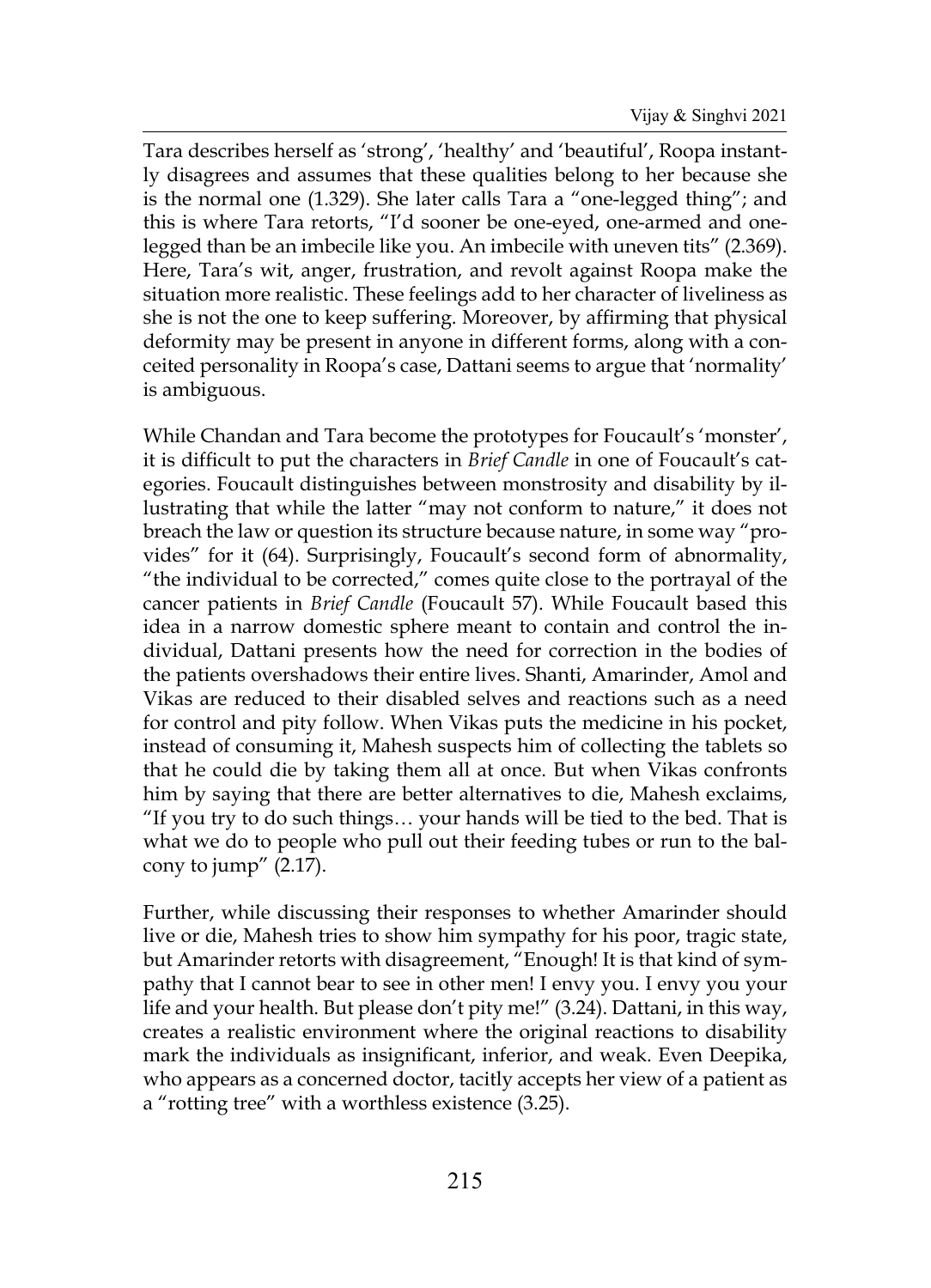Tara describes herself as 'strong', 'healthy' and 'beautiful', Roopa instantly disagrees and assumes that these qualities belong to her because she is the normal one (1.329). She later calls Tara a "one-legged thing"; and this is where Tara retorts, "I'd sooner be one-eyed, one-armed and one-legged than be an imbecile like you. An imbecile with uneven tits" (2.369). Here, Tara's wit, anger, frustration, and revolt against Roopa make the situation more realistic. These feelings add to her character of liveliness as she is not the one to keep suffering. Moreover, by affirming that physical deformity may be present in anyone in different forms, along with a conceited personality in Roopa's case, Dattani seems to argue that 'normality' is ambiguous.

While Chandan and Tara become the prototypes for Foucault's 'monster', it is difficult to put the characters in *Brief Candle* in one of Foucault's categories. Foucault distinguishes between monstrosity and disability by illustrating that while the latter "may not conform to nature," it does not breach the law or question its structure because nature, in some way "provides" for it (64). Surprisingly, Foucault's second form of abnormality, "the individual to be corrected," comes quite close to the portrayal of the cancer patients in *Brief Candle* (Foucault 57). While Foucault based this idea in a narrow domestic sphere meant to contain and control the individual, Dattani presents how the need for correction in the bodies of the patients overshadows their entire lives. Shanti, Amarinder, Amol and Vikas are reduced to their disabled selves and reactions such as a need for control and pity follow. When Vikas puts the medicine in his pocket, instead of consuming it, Mahesh suspects him of collecting the tablets so that he could die by taking them all at once. But when Vikas confronts him by saying that there are better alternatives to die, Mahesh exclaims, "If you try to do such things… your hands will be tied to the bed. That is what we do to people who pull out their feeding tubes or run to the balcony to jump" (2.17).

Further, while discussing their responses to whether Amarinder should live or die, Mahesh tries to show him sympathy for his poor, tragic state, but Amarinder retorts with disagreement, "Enough! It is that kind of sympathy that I cannot bear to see in other men! I envy you. I envy you your life and your health. But please don't pity me!" (3.24). Dattani, in this way, creates a realistic environment where the original reactions to disability mark the individuals as insignificant, inferior, and weak. Even Deepika, who appears as a concerned doctor, tacitly accepts her view of a patient as a "rotting tree" with a worthless existence (3.25).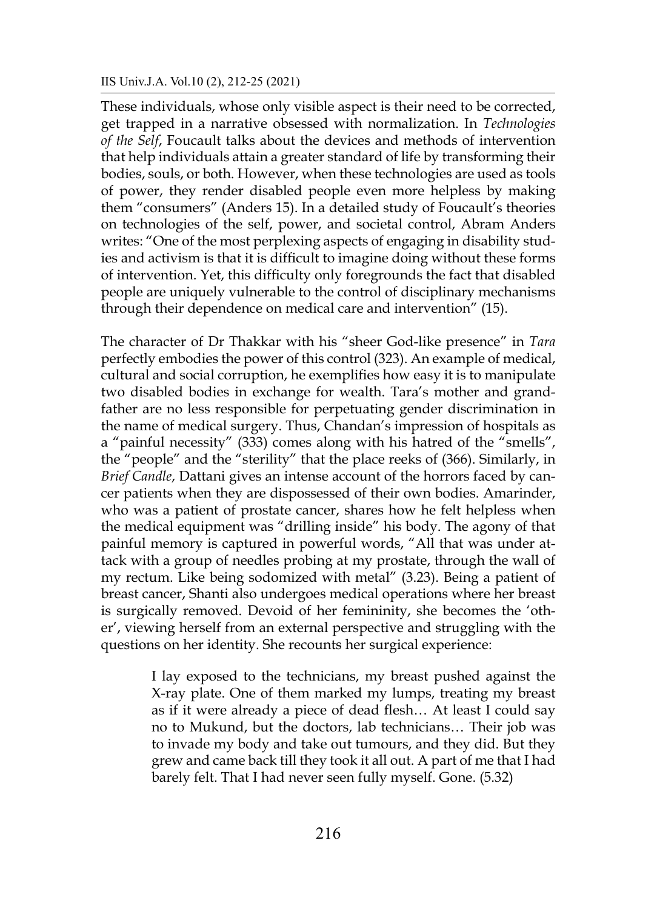These individuals, whose only visible aspect is their need to be corrected, get trapped in a narrative obsessed with normalization. In *Technologies of the Self*, Foucault talks about the devices and methods of intervention that help individuals attain a greater standard of life by transforming their bodies, souls, or both. However, when these technologies are used as tools of power, they render disabled people even more helpless by making them "consumers" (Anders 15). In a detailed study of Foucault's theories on technologies of the self, power, and societal control, Abram Anders writes: "One of the most perplexing aspects of engaging in disability studies and activism is that it is difficult to imagine doing without these forms of intervention. Yet, this difficulty only foregrounds the fact that disabled people are uniquely vulnerable to the control of disciplinary mechanisms through their dependence on medical care and intervention" (15).

The character of Dr Thakkar with his "sheer God-like presence" in *Tara* perfectly embodies the power of this control (323). An example of medical, cultural and social corruption, he exemplifies how easy it is to manipulate two disabled bodies in exchange for wealth. Tara's mother and grandfather are no less responsible for perpetuating gender discrimination in the name of medical surgery. Thus, Chandan's impression of hospitals as a "painful necessity" (333) comes along with his hatred of the "smells", the "people" and the "sterility" that the place reeks of (366). Similarly, in *Brief Candle*, Dattani gives an intense account of the horrors faced by cancer patients when they are dispossessed of their own bodies. Amarinder, who was a patient of prostate cancer, shares how he felt helpless when the medical equipment was "drilling inside" his body. The agony of that painful memory is captured in powerful words, "All that was under attack with a group of needles probing at my prostate, through the wall of my rectum. Like being sodomized with metal" (3.23). Being a patient of breast cancer, Shanti also undergoes medical operations where her breast is surgically removed. Devoid of her femininity, she becomes the 'other', viewing herself from an external perspective and struggling with the questions on her identity. She recounts her surgical experience:

> I lay exposed to the technicians, my breast pushed against the X-ray plate. One of them marked my lumps, treating my breast as if it were already a piece of dead flesh… At least I could say no to Mukund, but the doctors, lab technicians… Their job was to invade my body and take out tumours, and they did. But they grew and came back till they took it all out. A part of me that I had barely felt. That I had never seen fully myself. Gone. (5.32)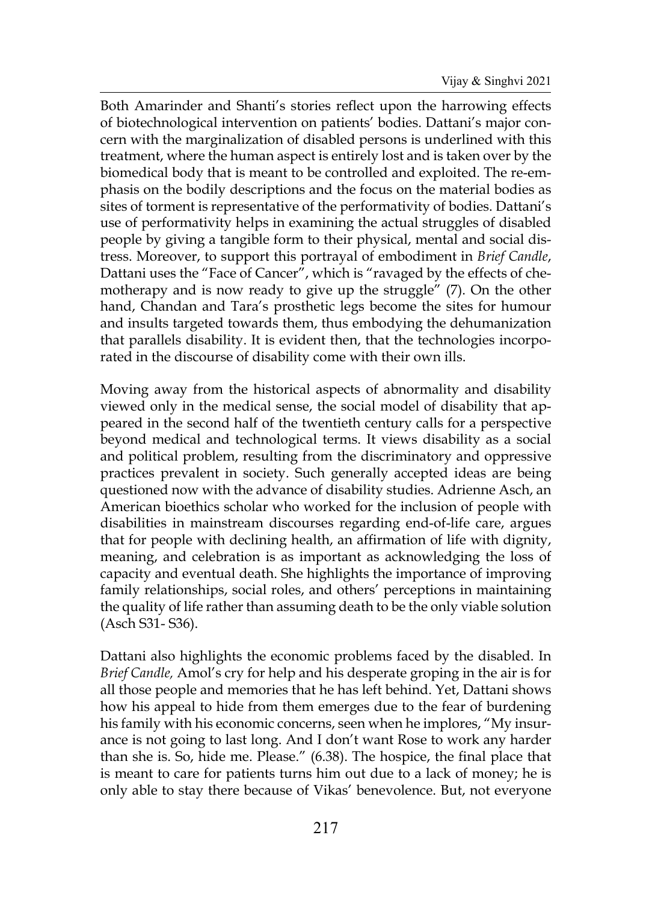Both Amarinder and Shanti's stories reflect upon the harrowing effects of biotechnological intervention on patients' bodies. Dattani's major concern with the marginalization of disabled persons is underlined with this treatment, where the human aspect is entirely lost and is taken over by the biomedical body that is meant to be controlled and exploited. The re-emphasis on the bodily descriptions and the focus on the material bodies as sites of torment is representative of the performativity of bodies. Dattani's use of performativity helps in examining the actual struggles of disabled people by giving a tangible form to their physical, mental and social distress. Moreover, to support this portrayal of embodiment in *Brief Candle*, Dattani uses the "Face of Cancer", which is "ravaged by the effects of chemotherapy and is now ready to give up the struggle" (7). On the other hand, Chandan and Tara's prosthetic legs become the sites for humour and insults targeted towards them, thus embodying the dehumanization that parallels disability. It is evident then, that the technologies incorporated in the discourse of disability come with their own ills.

Moving away from the historical aspects of abnormality and disability viewed only in the medical sense, the social model of disability that appeared in the second half of the twentieth century calls for a perspective beyond medical and technological terms. It views disability as a social and political problem, resulting from the discriminatory and oppressive practices prevalent in society. Such generally accepted ideas are being questioned now with the advance of disability studies. Adrienne Asch, an American bioethics scholar who worked for the inclusion of people with disabilities in mainstream discourses regarding end-of-life care, argues that for people with declining health, an affirmation of life with dignity, meaning, and celebration is as important as acknowledging the loss of capacity and eventual death. She highlights the importance of improving family relationships, social roles, and others' perceptions in maintaining the quality of life rather than assuming death to be the only viable solution (Asch S31- S36).

Dattani also highlights the economic problems faced by the disabled. In *Brief Candle,* Amol's cry for help and his desperate groping in the air is for all those people and memories that he has left behind. Yet, Dattani shows how his appeal to hide from them emerges due to the fear of burdening his family with his economic concerns, seen when he implores, "My insurance is not going to last long. And I don't want Rose to work any harder than she is. So, hide me. Please." (6.38). The hospice, the final place that is meant to care for patients turns him out due to a lack of money; he is only able to stay there because of Vikas' benevolence. But, not everyone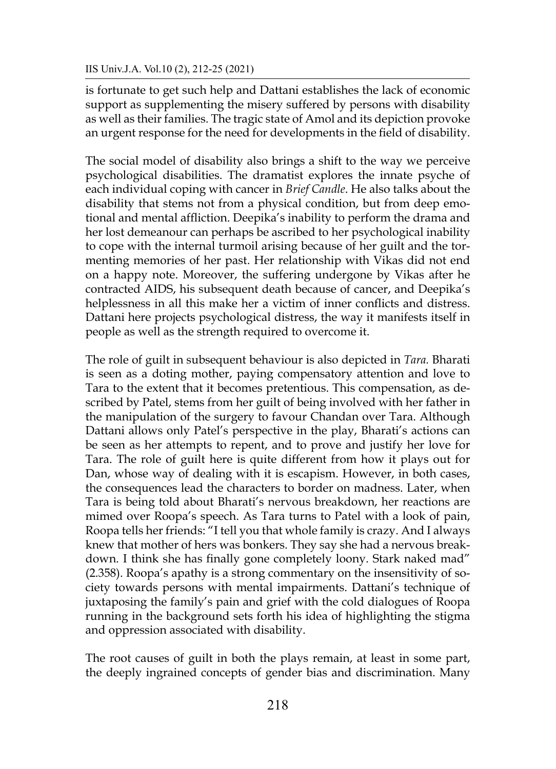is fortunate to get such help and Dattani establishes the lack of economic support as supplementing the misery suffered by persons with disability as well as their families. The tragic state of Amol and its depiction provoke an urgent response for the need for developments in the field of disability.

The social model of disability also brings a shift to the way we perceive psychological disabilities. The dramatist explores the innate psyche of each individual coping with cancer in *Brief Candle*. He also talks about the disability that stems not from a physical condition, but from deep emotional and mental affliction. Deepika's inability to perform the drama and her lost demeanour can perhaps be ascribed to her psychological inability to cope with the internal turmoil arising because of her guilt and the tormenting memories of her past. Her relationship with Vikas did not end on a happy note. Moreover, the suffering undergone by Vikas after he contracted AIDS, his subsequent death because of cancer, and Deepika's helplessness in all this make her a victim of inner conflicts and distress. Dattani here projects psychological distress, the way it manifests itself in people as well as the strength required to overcome it.

The role of guilt in subsequent behaviour is also depicted in *Tara.* Bharati is seen as a doting mother, paying compensatory attention and love to Tara to the extent that it becomes pretentious. This compensation, as described by Patel, stems from her guilt of being involved with her father in the manipulation of the surgery to favour Chandan over Tara. Although Dattani allows only Patel's perspective in the play, Bharati's actions can be seen as her attempts to repent, and to prove and justify her love for Tara. The role of guilt here is quite different from how it plays out for Dan, whose way of dealing with it is escapism. However, in both cases, the consequences lead the characters to border on madness. Later, when Tara is being told about Bharati's nervous breakdown, her reactions are mimed over Roopa's speech. As Tara turns to Patel with a look of pain, Roopa tells her friends: "I tell you that whole family is crazy. And I always knew that mother of hers was bonkers. They say she had a nervous breakdown. I think she has finally gone completely loony. Stark naked mad" (2.358). Roopa's apathy is a strong commentary on the insensitivity of society towards persons with mental impairments. Dattani's technique of juxtaposing the family's pain and grief with the cold dialogues of Roopa running in the background sets forth his idea of highlighting the stigma and oppression associated with disability.

The root causes of guilt in both the plays remain, at least in some part, the deeply ingrained concepts of gender bias and discrimination. Many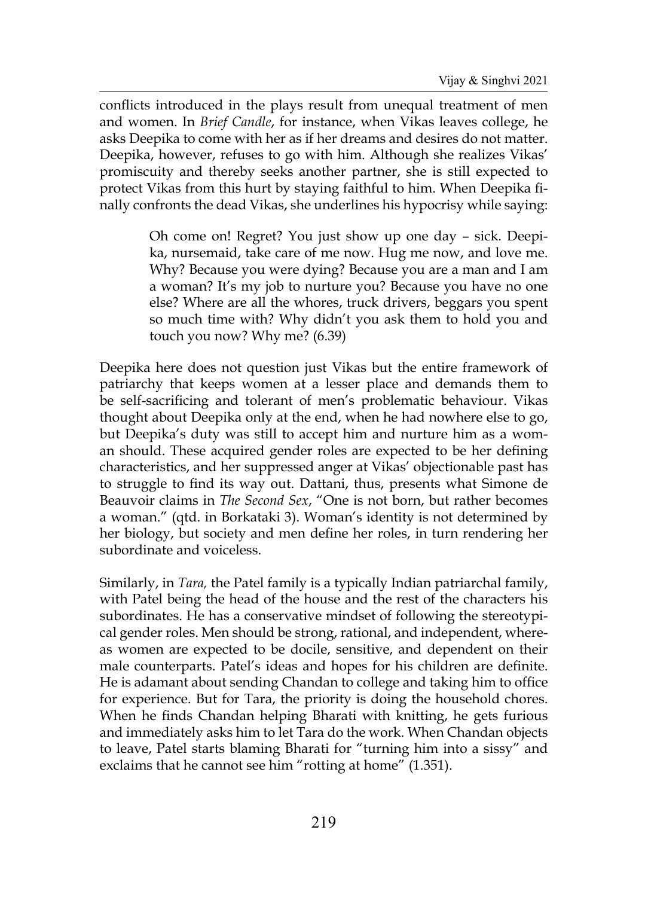conflicts introduced in the plays result from unequal treatment of men and women. In *Brief Candle*, for instance, when Vikas leaves college, he asks Deepika to come with her as if her dreams and desires do not matter. Deepika, however, refuses to go with him. Although she realizes Vikas' promiscuity and thereby seeks another partner, she is still expected to protect Vikas from this hurt by staying faithful to him. When Deepika finally confronts the dead Vikas, she underlines his hypocrisy while saying:

> Oh come on! Regret? You just show up one day – sick. Deepika, nursemaid, take care of me now. Hug me now, and love me. Why? Because you were dying? Because you are a man and I am a woman? It's my job to nurture you? Because you have no one else? Where are all the whores, truck drivers, beggars you spent so much time with? Why didn't you ask them to hold you and touch you now? Why me? (6.39)

Deepika here does not question just Vikas but the entire framework of patriarchy that keeps women at a lesser place and demands them to be self-sacrificing and tolerant of men's problematic behaviour. Vikas thought about Deepika only at the end, when he had nowhere else to go, but Deepika's duty was still to accept him and nurture him as a woman should. These acquired gender roles are expected to be her defining characteristics, and her suppressed anger at Vikas' objectionable past has to struggle to find its way out. Dattani, thus, presents what Simone de Beauvoir claims in *The Second Sex*, "One is not born, but rather becomes a woman." (qtd. in Borkataki 3). Woman's identity is not determined by her biology, but society and men define her roles, in turn rendering her subordinate and voiceless.

Similarly, in *Tara,* the Patel family is a typically Indian patriarchal family, with Patel being the head of the house and the rest of the characters his subordinates. He has a conservative mindset of following the stereotypical gender roles. Men should be strong, rational, and independent, whereas women are expected to be docile, sensitive, and dependent on their male counterparts. Patel's ideas and hopes for his children are definite. He is adamant about sending Chandan to college and taking him to office for experience. But for Tara, the priority is doing the household chores. When he finds Chandan helping Bharati with knitting, he gets furious and immediately asks him to let Tara do the work. When Chandan objects to leave, Patel starts blaming Bharati for "turning him into a sissy" and exclaims that he cannot see him "rotting at home" (1.351).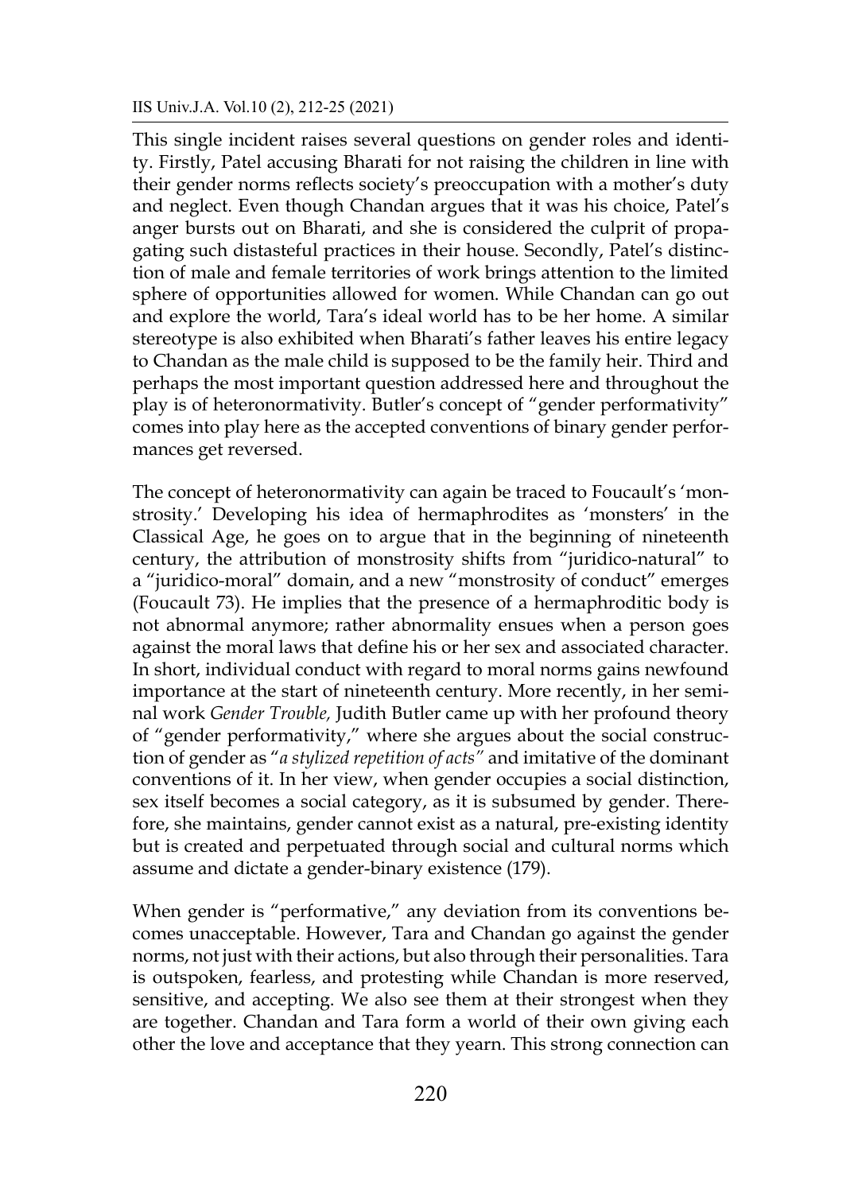This single incident raises several questions on gender roles and identity. Firstly, Patel accusing Bharati for not raising the children in line with their gender norms reflects society's preoccupation with a mother's duty and neglect. Even though Chandan argues that it was his choice, Patel's anger bursts out on Bharati, and she is considered the culprit of propagating such distasteful practices in their house. Secondly, Patel's distinction of male and female territories of work brings attention to the limited sphere of opportunities allowed for women. While Chandan can go out and explore the world, Tara's ideal world has to be her home. A similar stereotype is also exhibited when Bharati's father leaves his entire legacy to Chandan as the male child is supposed to be the family heir. Third and perhaps the most important question addressed here and throughout the play is of heteronormativity. Butler's concept of "gender performativity" comes into play here as the accepted conventions of binary gender performances get reversed.

The concept of heteronormativity can again be traced to Foucault's 'monstrosity.' Developing his idea of hermaphrodites as 'monsters' in the Classical Age, he goes on to argue that in the beginning of nineteenth century, the attribution of monstrosity shifts from "juridico-natural" to a "juridico-moral" domain, and a new "monstrosity of conduct" emerges (Foucault 73). He implies that the presence of a hermaphroditic body is not abnormal anymore; rather abnormality ensues when a person goes against the moral laws that define his or her sex and associated character. In short, individual conduct with regard to moral norms gains newfound importance at the start of nineteenth century. More recently, in her seminal work *Gender Trouble,* Judith Butler came up with her profound theory of "gender performativity," where she argues about the social construction of gender as "*a stylized repetition of acts*" and imitative of the dominant conventions of it. In her view, when gender occupies a social distinction, sex itself becomes a social category, as it is subsumed by gender. Therefore, she maintains, gender cannot exist as a natural, pre-existing identity but is created and perpetuated through social and cultural norms which assume and dictate a gender-binary existence (179).

When gender is "performative," any deviation from its conventions becomes unacceptable. However, Tara and Chandan go against the gender norms, not just with their actions, but also through their personalities. Tara is outspoken, fearless, and protesting while Chandan is more reserved, sensitive, and accepting. We also see them at their strongest when they are together. Chandan and Tara form a world of their own giving each other the love and acceptance that they yearn. This strong connection can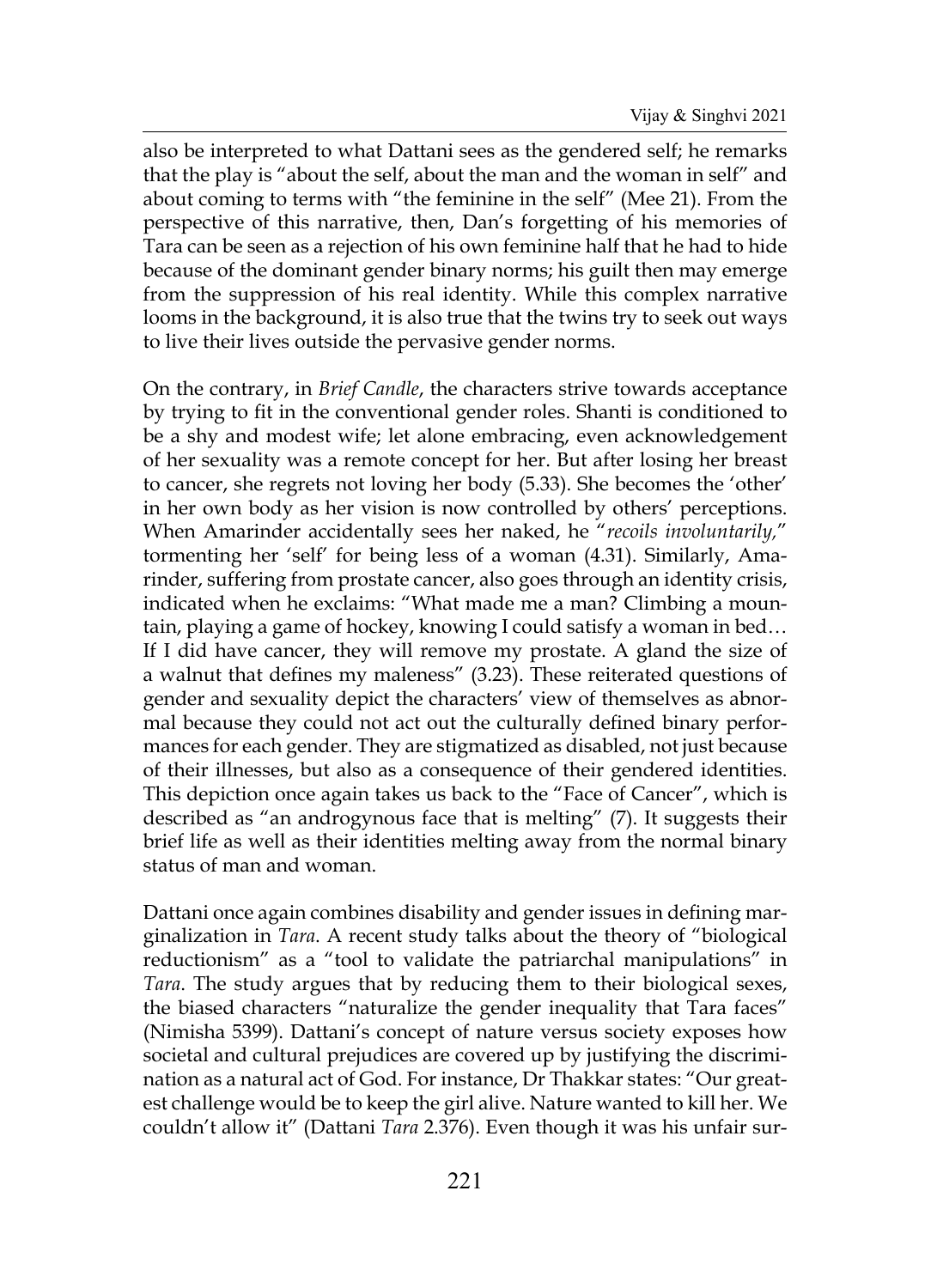also be interpreted to what Dattani sees as the gendered self; he remarks that the play is "about the self, about the man and the woman in self" and about coming to terms with "the feminine in the self" (Mee 21). From the perspective of this narrative, then, Dan's forgetting of his memories of Tara can be seen as a rejection of his own feminine half that he had to hide because of the dominant gender binary norms; his guilt then may emerge from the suppression of his real identity. While this complex narrative looms in the background, it is also true that the twins try to seek out ways to live their lives outside the pervasive gender norms.

On the contrary, in *Brief Candle*, the characters strive towards acceptance by trying to fit in the conventional gender roles. Shanti is conditioned to be a shy and modest wife; let alone embracing, even acknowledgement of her sexuality was a remote concept for her. But after losing her breast to cancer, she regrets not loving her body (5.33). She becomes the 'other' in her own body as her vision is now controlled by others' perceptions. When Amarinder accidentally sees her naked, he "*recoils involuntarily,*" tormenting her 'self' for being less of a woman (4.31). Similarly, Amarinder, suffering from prostate cancer, also goes through an identity crisis, indicated when he exclaims: "What made me a man? Climbing a mountain, playing a game of hockey, knowing I could satisfy a woman in bed… If I did have cancer, they will remove my prostate. A gland the size of a walnut that defines my maleness" (3.23). These reiterated questions of gender and sexuality depict the characters' view of themselves as abnormal because they could not act out the culturally defined binary performances for each gender. They are stigmatized as disabled, not just because of their illnesses, but also as a consequence of their gendered identities. This depiction once again takes us back to the "Face of Cancer", which is described as "an androgynous face that is melting" (7). It suggests their brief life as well as their identities melting away from the normal binary status of man and woman.

Dattani once again combines disability and gender issues in defining marginalization in *Tara*. A recent study talks about the theory of "biological reductionism" as a "tool to validate the patriarchal manipulations" in *Tara*. The study argues that by reducing them to their biological sexes, the biased characters "naturalize the gender inequality that Tara faces" (Nimisha 5399). Dattani's concept of nature versus society exposes how societal and cultural prejudices are covered up by justifying the discrimination as a natural act of God. For instance, Dr Thakkar states: "Our greatest challenge would be to keep the girl alive. Nature wanted to kill her. We couldn't allow it" (Dattani *Tara* 2.376). Even though it was his unfair sur-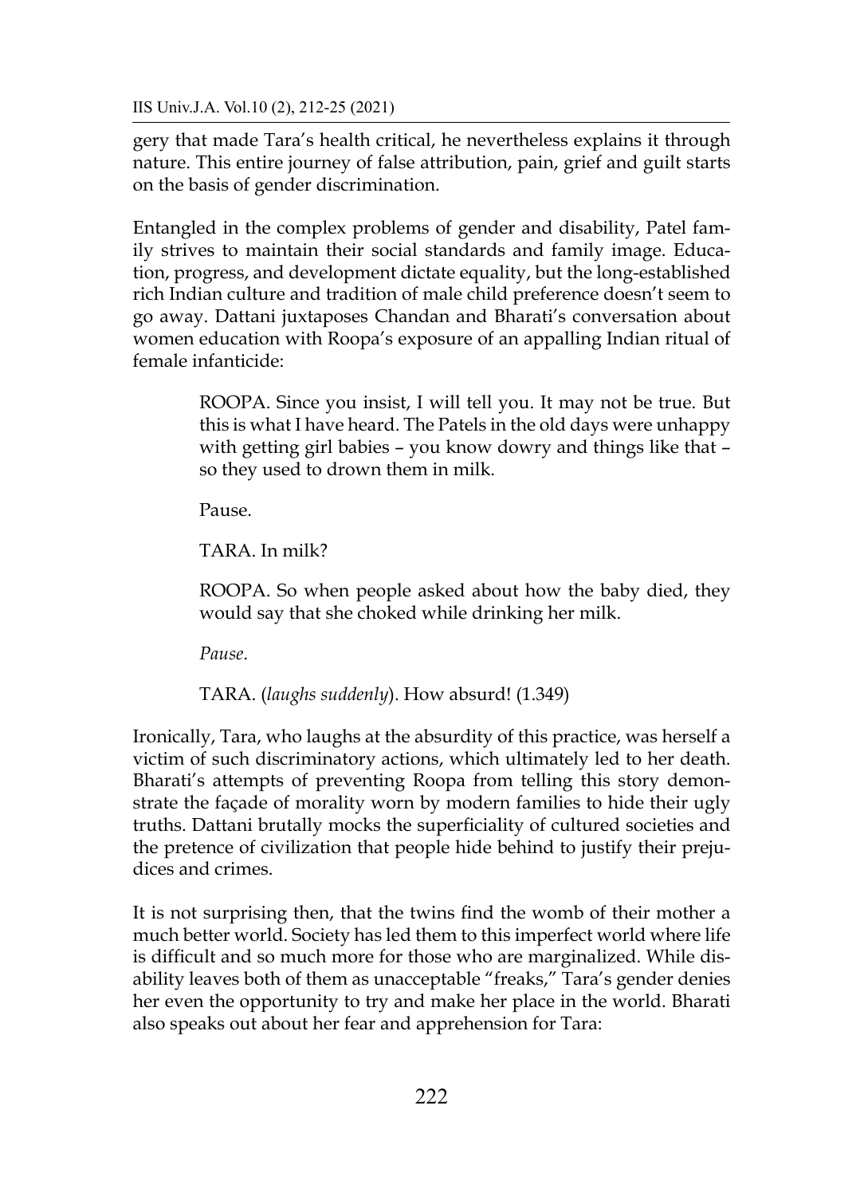gery that made Tara's health critical, he nevertheless explains it through nature. This entire journey of false attribution, pain, grief and guilt starts on the basis of gender discrimination.

Entangled in the complex problems of gender and disability, Patel family strives to maintain their social standards and family image. Education, progress, and development dictate equality, but the long-established rich Indian culture and tradition of male child preference doesn't seem to go away. Dattani juxtaposes Chandan and Bharati's conversation about women education with Roopa's exposure of an appalling Indian ritual of female infanticide:

> ROOPA. Since you insist, I will tell you. It may not be true. But this is what I have heard. The Patels in the old days were unhappy with getting girl babies – you know dowry and things like that – so they used to drown them in milk.
>
> Pause.
>
> TARA. In milk?
>
> ROOPA. So when people asked about how the baby died, they would say that she choked while drinking her milk.
>
> *Pause.*
>
> TARA. (*laughs suddenly*). How absurd! (1.349)

Ironically, Tara, who laughs at the absurdity of this practice, was herself a victim of such discriminatory actions, which ultimately led to her death. Bharati's attempts of preventing Roopa from telling this story demonstrate the façade of morality worn by modern families to hide their ugly truths. Dattani brutally mocks the superficiality of cultured societies and the pretence of civilization that people hide behind to justify their prejudices and crimes.

It is not surprising then, that the twins find the womb of their mother a much better world. Society has led them to this imperfect world where life is difficult and so much more for those who are marginalized. While disability leaves both of them as unacceptable "freaks," Tara's gender denies her even the opportunity to try and make her place in the world. Bharati also speaks out about her fear and apprehension for Tara: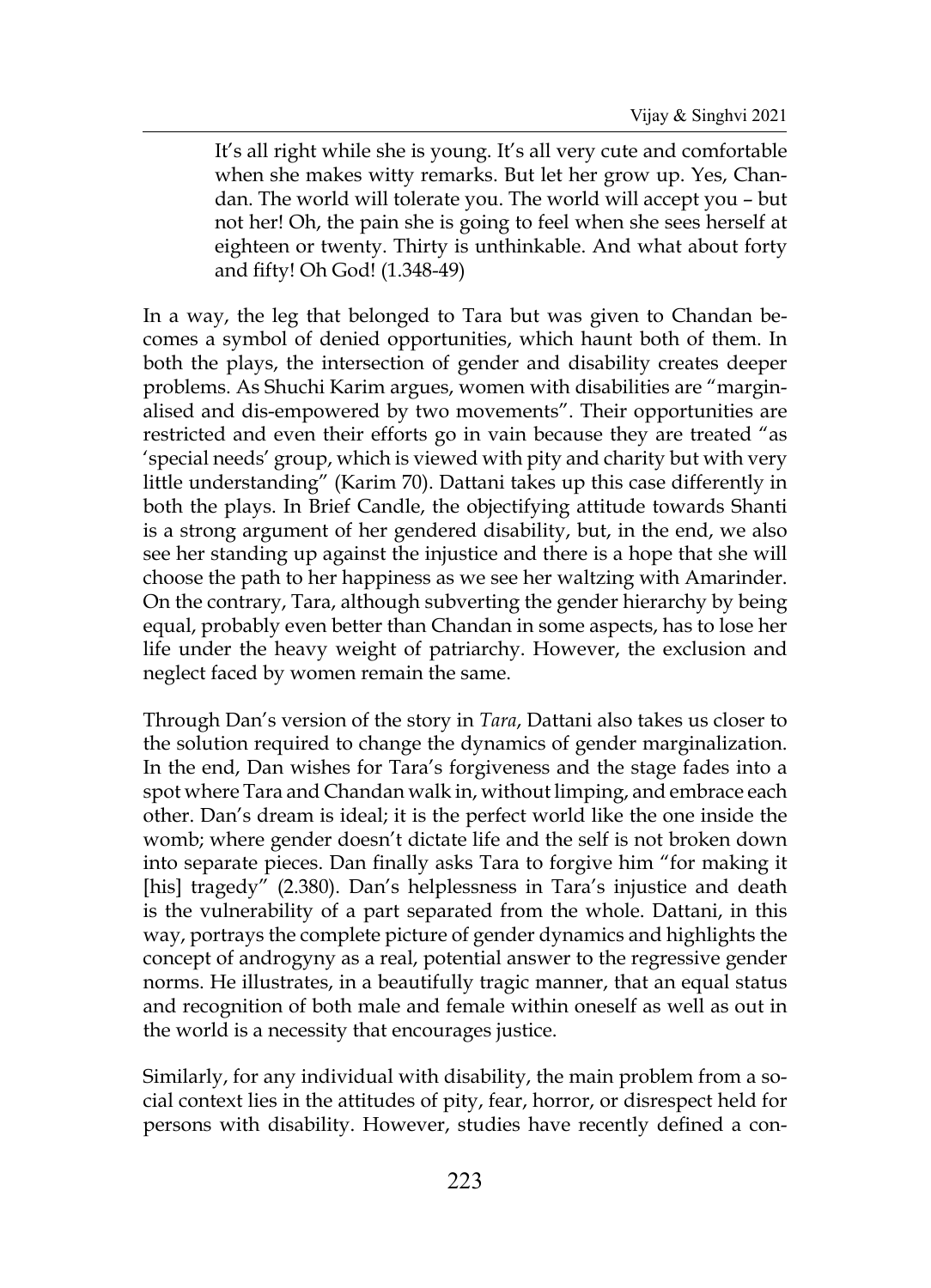> It's all right while she is young. It's all very cute and comfortable when she makes witty remarks. But let her grow up. Yes, Chandan. The world will tolerate you. The world will accept you – but not her! Oh, the pain she is going to feel when she sees herself at eighteen or twenty. Thirty is unthinkable. And what about forty and fifty! Oh God! (1.348-49)

In a way, the leg that belonged to Tara but was given to Chandan becomes a symbol of denied opportunities, which haunt both of them. In both the plays, the intersection of gender and disability creates deeper problems. As Shuchi Karim argues, women with disabilities are "marginalised and dis-empowered by two movements". Their opportunities are restricted and even their efforts go in vain because they are treated "as 'special needs' group, which is viewed with pity and charity but with very little understanding" (Karim 70). Dattani takes up this case differently in both the plays. In Brief Candle, the objectifying attitude towards Shanti is a strong argument of her gendered disability, but, in the end, we also see her standing up against the injustice and there is a hope that she will choose the path to her happiness as we see her waltzing with Amarinder. On the contrary, Tara, although subverting the gender hierarchy by being equal, probably even better than Chandan in some aspects, has to lose her life under the heavy weight of patriarchy. However, the exclusion and neglect faced by women remain the same.

Through Dan's version of the story in *Tara*, Dattani also takes us closer to the solution required to change the dynamics of gender marginalization. In the end, Dan wishes for Tara's forgiveness and the stage fades into a spot where Tara and Chandan walk in, without limping, and embrace each other. Dan's dream is ideal; it is the perfect world like the one inside the womb; where gender doesn't dictate life and the self is not broken down into separate pieces. Dan finally asks Tara to forgive him "for making it [his] tragedy" (2.380). Dan's helplessness in Tara's injustice and death is the vulnerability of a part separated from the whole. Dattani, in this way, portrays the complete picture of gender dynamics and highlights the concept of androgyny as a real, potential answer to the regressive gender norms. He illustrates, in a beautifully tragic manner, that an equal status and recognition of both male and female within oneself as well as out in the world is a necessity that encourages justice.

Similarly, for any individual with disability, the main problem from a social context lies in the attitudes of pity, fear, horror, or disrespect held for persons with disability. However, studies have recently defined a con-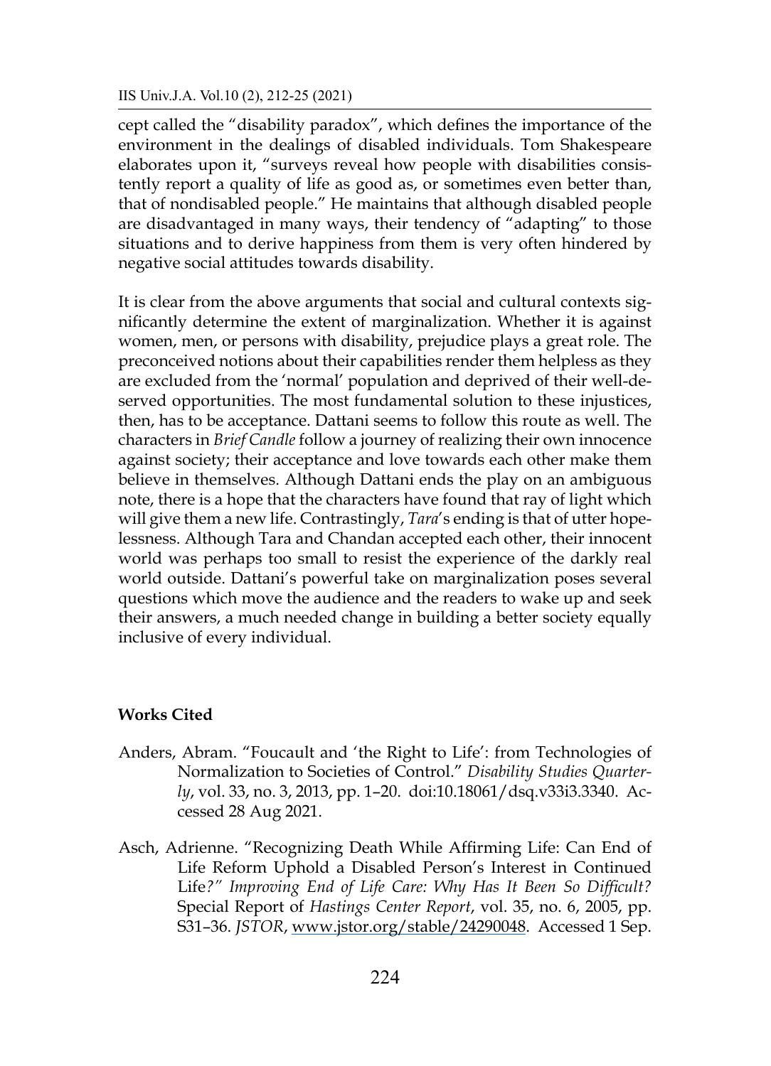cept called the "disability paradox", which defines the importance of the environment in the dealings of disabled individuals. Tom Shakespeare elaborates upon it, "surveys reveal how people with disabilities consistently report a quality of life as good as, or sometimes even better than, that of nondisabled people." He maintains that although disabled people are disadvantaged in many ways, their tendency of "adapting" to those situations and to derive happiness from them is very often hindered by negative social attitudes towards disability.

It is clear from the above arguments that social and cultural contexts significantly determine the extent of marginalization. Whether it is against women, men, or persons with disability, prejudice plays a great role. The preconceived notions about their capabilities render them helpless as they are excluded from the 'normal' population and deprived of their well-deserved opportunities. The most fundamental solution to these injustices, then, has to be acceptance. Dattani seems to follow this route as well. The characters in *Brief Candle* follow a journey of realizing their own innocence against society; their acceptance and love towards each other make them believe in themselves. Although Dattani ends the play on an ambiguous note, there is a hope that the characters have found that ray of light which will give them a new life. Contrastingly, *Tara*'s ending is that of utter hopelessness. Although Tara and Chandan accepted each other, their innocent world was perhaps too small to resist the experience of the darkly real world outside. Dattani's powerful take on marginalization poses several questions which move the audience and the readers to wake up and seek their answers, a much needed change in building a better society equally inclusive of every individual.

**Works Cited**

Anders, Abram. "Foucault and 'the Right to Life': from Technologies of Normalization to Societies of Control." *Disability Studies Quarterly*, vol. 33, no. 3, 2013, pp. 1–20. doi:10.18061/dsq.v33i3.3340. Accessed 28 Aug 2021.

Asch, Adrienne. "Recognizing Death While Affirming Life: Can End of Life Reform Uphold a Disabled Person's Interest in Continued Life*?" Improving End of Life Care: Why Has It Been So Difficult?* Special Report of *Hastings Center Report*, vol. 35, no. 6, 2005, pp. S31–36. *JSTOR*, www.jstor.org/stable/24290048. Accessed 1 Sep.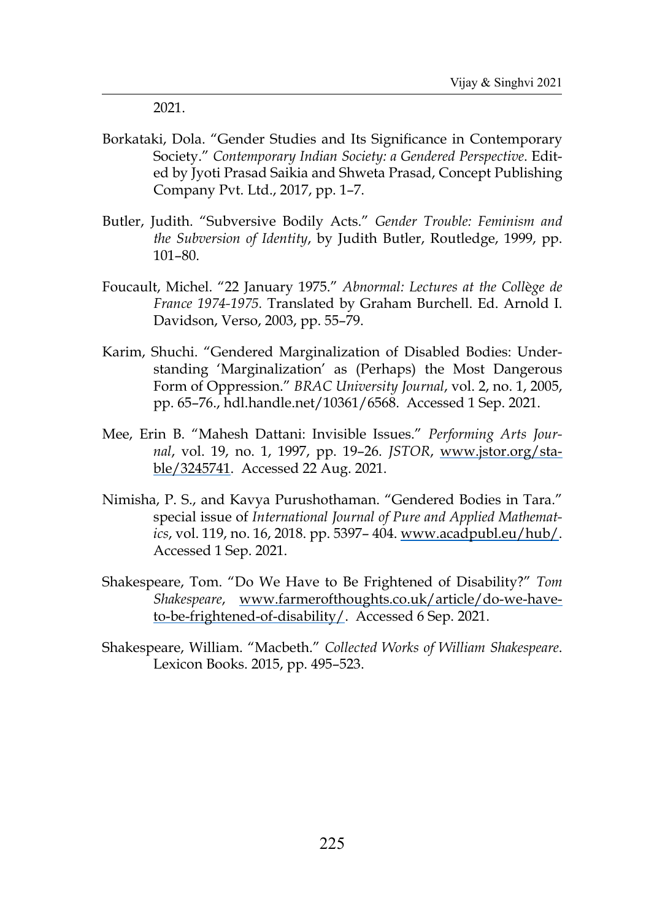2021.

Borkataki, Dola. "Gender Studies and Its Significance in Contemporary Society." *Contemporary Indian Society: a Gendered Perspective*. Edited by Jyoti Prasad Saikia and Shweta Prasad, Concept Publishing Company Pvt. Ltd., 2017, pp. 1–7.

Butler, Judith. "Subversive Bodily Acts." *Gender Trouble: Feminism and the Subversion of Identity*, by Judith Butler, Routledge, 1999, pp. 101–80.

Foucault, Michel. "22 January 1975." *Abnormal: Lectures at the Collège de France 1974-1975.* Translated by Graham Burchell. Ed. Arnold I. Davidson, Verso, 2003, pp. 55–79.

Karim, Shuchi. "Gendered Marginalization of Disabled Bodies: Understanding 'Marginalization' as (Perhaps) the Most Dangerous Form of Oppression." *BRAC University Journal*, vol. 2, no. 1, 2005, pp. 65–76., hdl.handle.net/10361/6568. Accessed 1 Sep. 2021.

Mee, Erin B. "Mahesh Dattani: Invisible Issues." *Performing Arts Journal*, vol. 19, no. 1, 1997, pp. 19–26. *JSTOR*, www.jstor.org/stable/3245741. Accessed 22 Aug. 2021.

Nimisha, P. S., and Kavya Purushothaman. "Gendered Bodies in Tara." special issue of *International Journal of Pure and Applied Mathematics*, vol. 119, no. 16, 2018. pp. 5397– 404. www.acadpubl.eu/hub/. Accessed 1 Sep. 2021.

Shakespeare, Tom. "Do We Have to Be Frightened of Disability?" *Tom Shakespeare*, www.farmerofthoughts.co.uk/article/do-we-have-to-be-frightened-of-disability/. Accessed 6 Sep. 2021.

Shakespeare, William. "Macbeth." *Collected Works of William Shakespeare*. Lexicon Books. 2015, pp. 495–523.